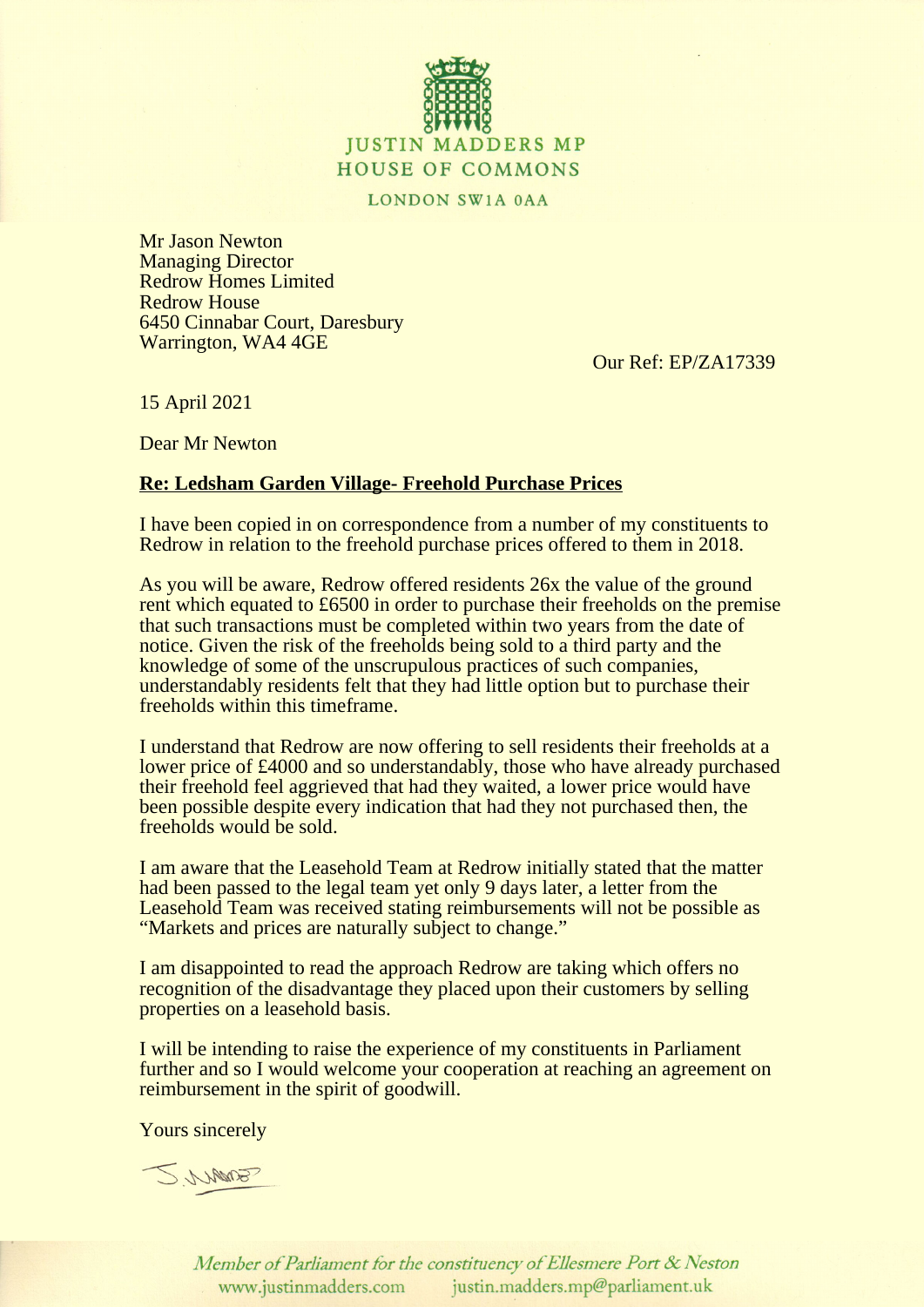JUSTIN MADDERS MP
HOUSE OF COMMONS
LONDON SW1A 0AA

Mr Jason Newton
Managing Director
Redrow Homes Limited
Redrow House
6450 Cinnabar Court, Daresbury
Warrington, WA4 4GE

Our Ref: EP/ZA17339

15 April 2021

Dear Mr Newton

**Re: Ledsham Garden Village- Freehold Purchase Prices**

I have been copied in on correspondence from a number of my constituents to Redrow in relation to the freehold purchase prices offered to them in 2018.

As you will be aware, Redrow offered residents 26x the value of the ground rent which equated to £6500 in order to purchase their freeholds on the premise that such transactions must be completed within two years from the date of notice. Given the risk of the freeholds being sold to a third party and the knowledge of some of the unscrupulous practices of such companies, understandably residents felt that they had little option but to purchase their freeholds within this timeframe.

I understand that Redrow are now offering to sell residents their freeholds at a lower price of £4000 and so understandably, those who have already purchased their freehold feel aggrieved that had they waited, a lower price would have been possible despite every indication that had they not purchased then, the freeholds would be sold.

I am aware that the Leasehold Team at Redrow initially stated that the matter had been passed to the legal team yet only 9 days later, a letter from the Leasehold Team was received stating reimbursements will not be possible as "Markets and prices are naturally subject to change."

I am disappointed to read the approach Redrow are taking which offers no recognition of the disadvantage they placed upon their customers by selling properties on a leasehold basis.

I will be intending to raise the experience of my constituents in Parliament further and so I would welcome your cooperation at reaching an agreement on reimbursement in the spirit of goodwill.

Yours sincerely

J. Madders

*Member of Parliament for the constituency of Ellesmere Port & Neston*
www.justinmadders.com justin.madders.mp@parliament.uk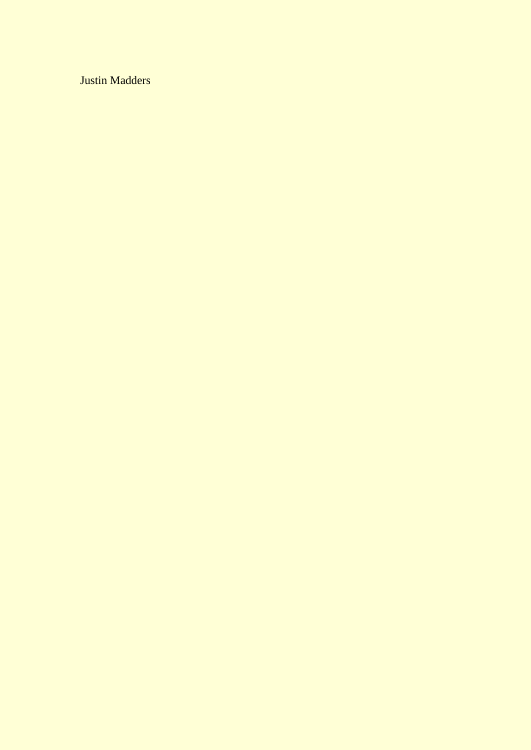Justin Madders